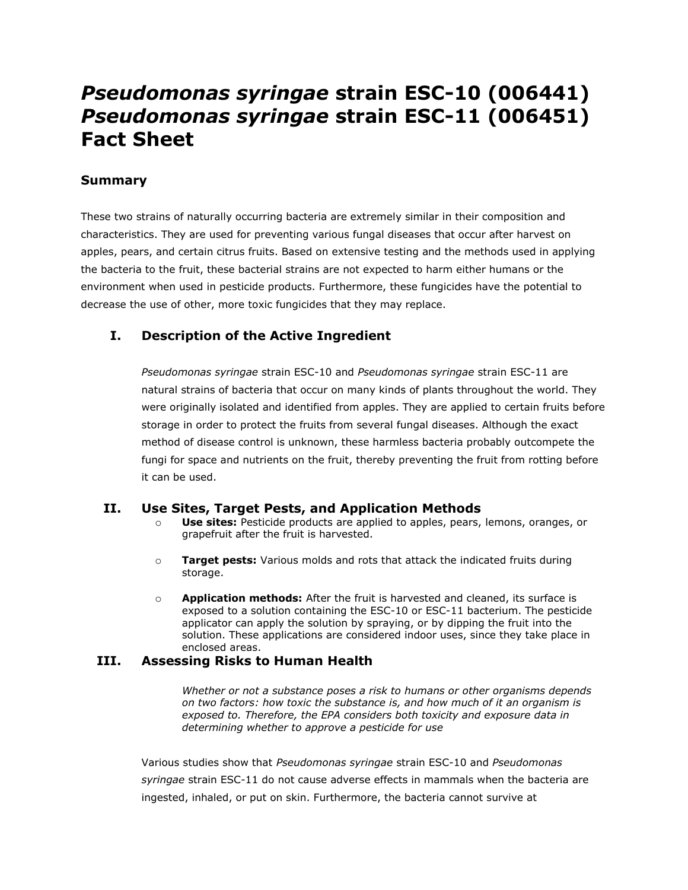# *Pseudomonas syringae* strain ESC-10 (006441) *Pseudomonas syringae* strain ESC-11 (006451) Fact Sheet

## Summary

These two strains of naturally occurring bacteria are extremely similar in their composition and characteristics. They are used for preventing various fungal diseases that occur after harvest on apples, pears, and certain citrus fruits. Based on extensive testing and the methods used in applying the bacteria to the fruit, these bacterial strains are not expected to harm either humans or the environment when used in pesticide products. Furthermore, these fungicides have the potential to decrease the use of other, more toxic fungicides that they may replace.

### I. Description of the Active Ingredient

*Pseudomonas syringae* strain ESC-10 and *Pseudomonas syringae* strain ESC-11 are natural strains of bacteria that occur on many kinds of plants throughout the world. They were originally isolated and identified from apples. They are applied to certain fruits before storage in order to protect the fruits from several fungal diseases. Although the exact method of disease control is unknown, these harmless bacteria probably outcompete the fungi for space and nutrients on the fruit, thereby preventing the fruit from rotting before it can be used.

### II. Use Sites, Target Pests, and Application Methods

- **Use sites:** Pesticide products are applied to apples, pears, lemons, oranges, or grapefruit after the fruit is harvested.
- **Target pests:** Various molds and rots that attack the indicated fruits during storage.
- **Application methods:** After the fruit is harvested and cleaned, its surface is exposed to a solution containing the ESC-10 or ESC-11 bacterium. The pesticide applicator can apply the solution by spraying, or by dipping the fruit into the solution. These applications are considered indoor uses, since they take place in enclosed areas.

### III. Assessing Risks to Human Health

*Whether or not a substance poses a risk to humans or other organisms depends on two factors: how toxic the substance is, and how much of it an organism is exposed to. Therefore, the EPA considers both toxicity and exposure data in determining whether to approve a pesticide for use*

Various studies show that *Pseudomonas syringae* strain ESC-10 and *Pseudomonas syringae* strain ESC-11 do not cause adverse effects in mammals when the bacteria are ingested, inhaled, or put on skin. Furthermore, the bacteria cannot survive at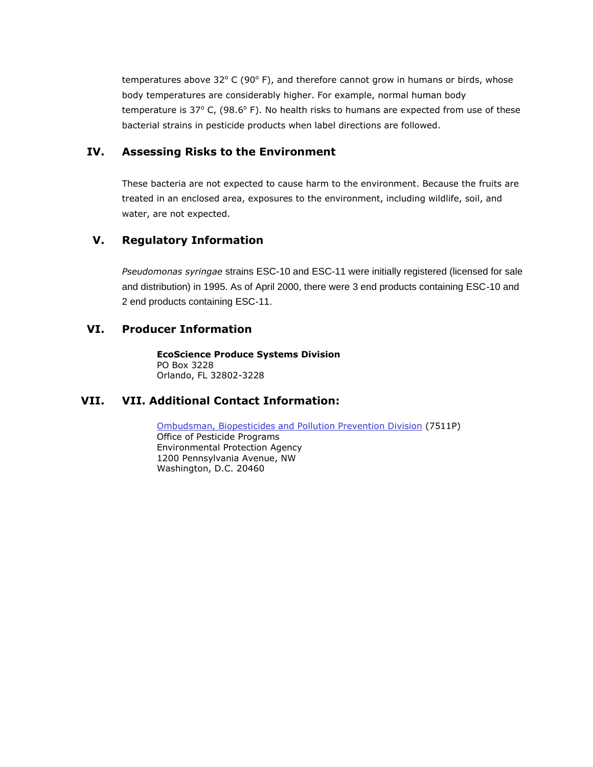temperatures above 32° C (90° F), and therefore cannot grow in humans or birds, whose body temperatures are considerably higher. For example, normal human body temperature is 37° C, (98.6° F). No health risks to humans are expected from use of these bacterial strains in pesticide products when label directions are followed.

## IV. Assessing Risks to the Environment

These bacteria are not expected to cause harm to the environment. Because the fruits are treated in an enclosed area, exposures to the environment, including wildlife, soil, and water, are not expected.

## V. Regulatory Information

*Pseudomonas syringae* strains ESC-10 and ESC-11 were initially registered (licensed for sale and distribution) in 1995. As of April 2000, there were 3 end products containing ESC-10 and 2 end products containing ESC-11.

## VI. Producer Information

**EcoScience Produce Systems Division**
PO Box 3228
Orlando, FL 32802-3228

## VII. VII. Additional Contact Information:

Ombudsman, Biopesticides and Pollution Prevention Division (7511P)
Office of Pesticide Programs
Environmental Protection Agency
1200 Pennsylvania Avenue, NW
Washington, D.C. 20460